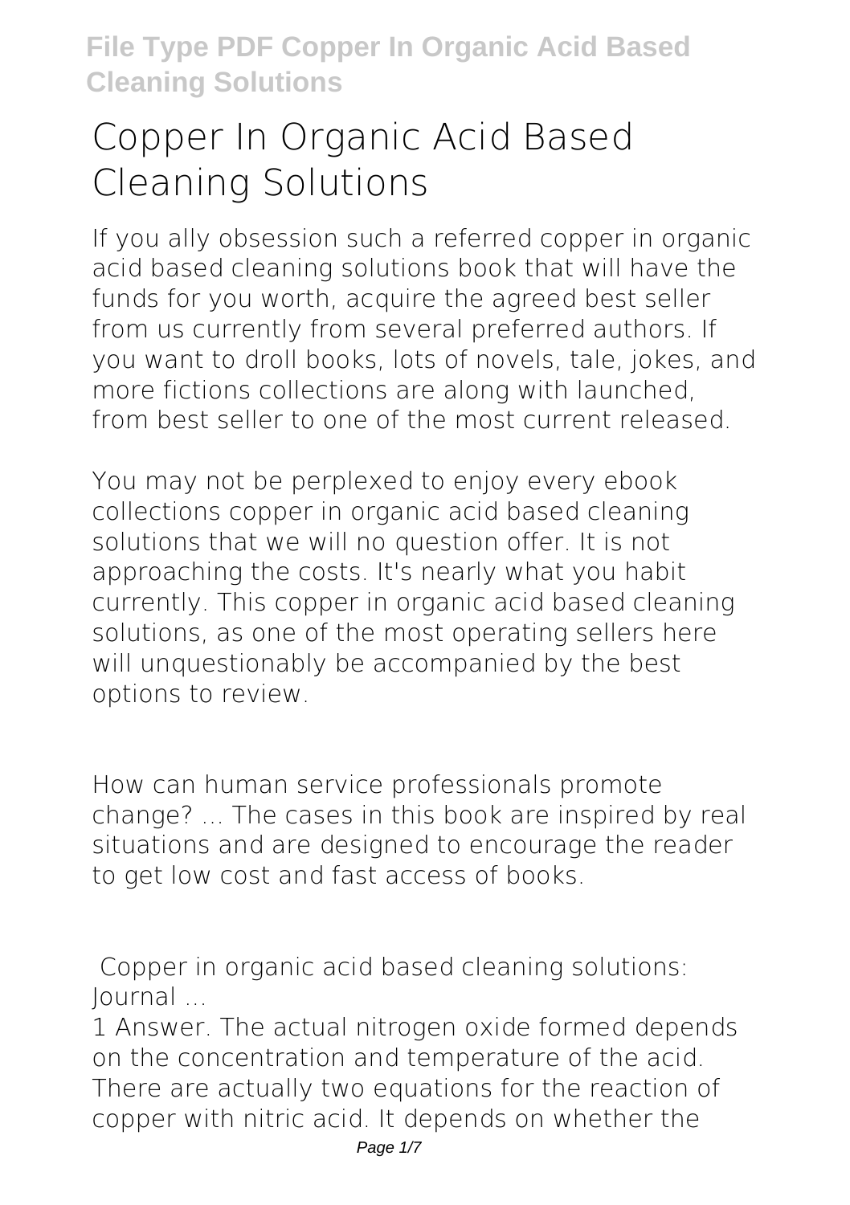# Copper In Organic Acid Based Cleaning Solutions

If you ally obsession such a referred copper in organic acid based cleaning solutions book that will have the funds for you worth, acquire the agreed best seller from us currently from several preferred authors. If you want to droll books, lots of novels, tale, jokes, and more fictions collections are along with launched, from best seller to one of the most current released.

You may not be perplexed to enjoy every ebook collections copper in organic acid based cleaning solutions that we will no question offer. It is not approaching the costs. It's nearly what you habit currently. This copper in organic acid based cleaning solutions, as one of the most operating sellers here will unquestionably be accompanied by the best options to review.

How can human service professionals promote change? ... The cases in this book are inspired by real situations and are designed to encourage the reader to get low cost and fast access of books.

**Copper in organic acid based cleaning solutions: Journal ...**

1 Answer. The actual nitrogen oxide formed depends on the concentration and temperature of the acid. There are actually two equations for the reaction of copper with nitric acid. It depends on whether the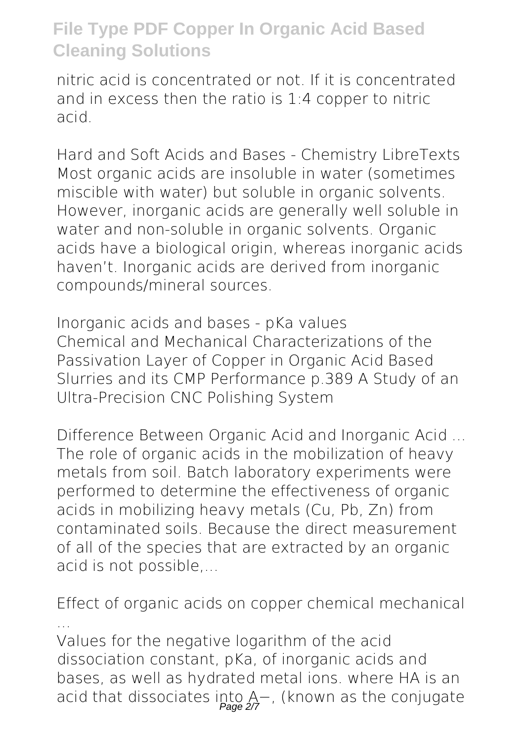nitric acid is concentrated or not. If it is concentrated and in excess then the ratio is 1:4 copper to nitric acid.

**Hard and Soft Acids and Bases - Chemistry LibreTexts**
Most organic acids are insoluble in water (sometimes miscible with water) but soluble in organic solvents. However, inorganic acids are generally well soluble in water and non-soluble in organic solvents. Organic acids have a biological origin, whereas inorganic acids haven't. Inorganic acids are derived from inorganic compounds/mineral sources.

**Inorganic acids and bases - pKa values**
Chemical and Mechanical Characterizations of the Passivation Layer of Copper in Organic Acid Based Slurries and its CMP Performance p.389 A Study of an Ultra-Precision CNC Polishing System

**Difference Between Organic Acid and Inorganic Acid ...**
The role of organic acids in the mobilization of heavy metals from soil. Batch laboratory experiments were performed to determine the effectiveness of organic acids in mobilizing heavy metals (Cu, Pb, Zn) from contaminated soils. Because the direct measurement of all of the species that are extracted by an organic acid is not possible,...

**Effect of organic acids on copper chemical mechanical ...**
Values for the negative logarithm of the acid dissociation constant, pKa, of inorganic acids and bases, as well as hydrated metal ions. where HA is an acid that dissociates into $A^-$, (known as the conjugate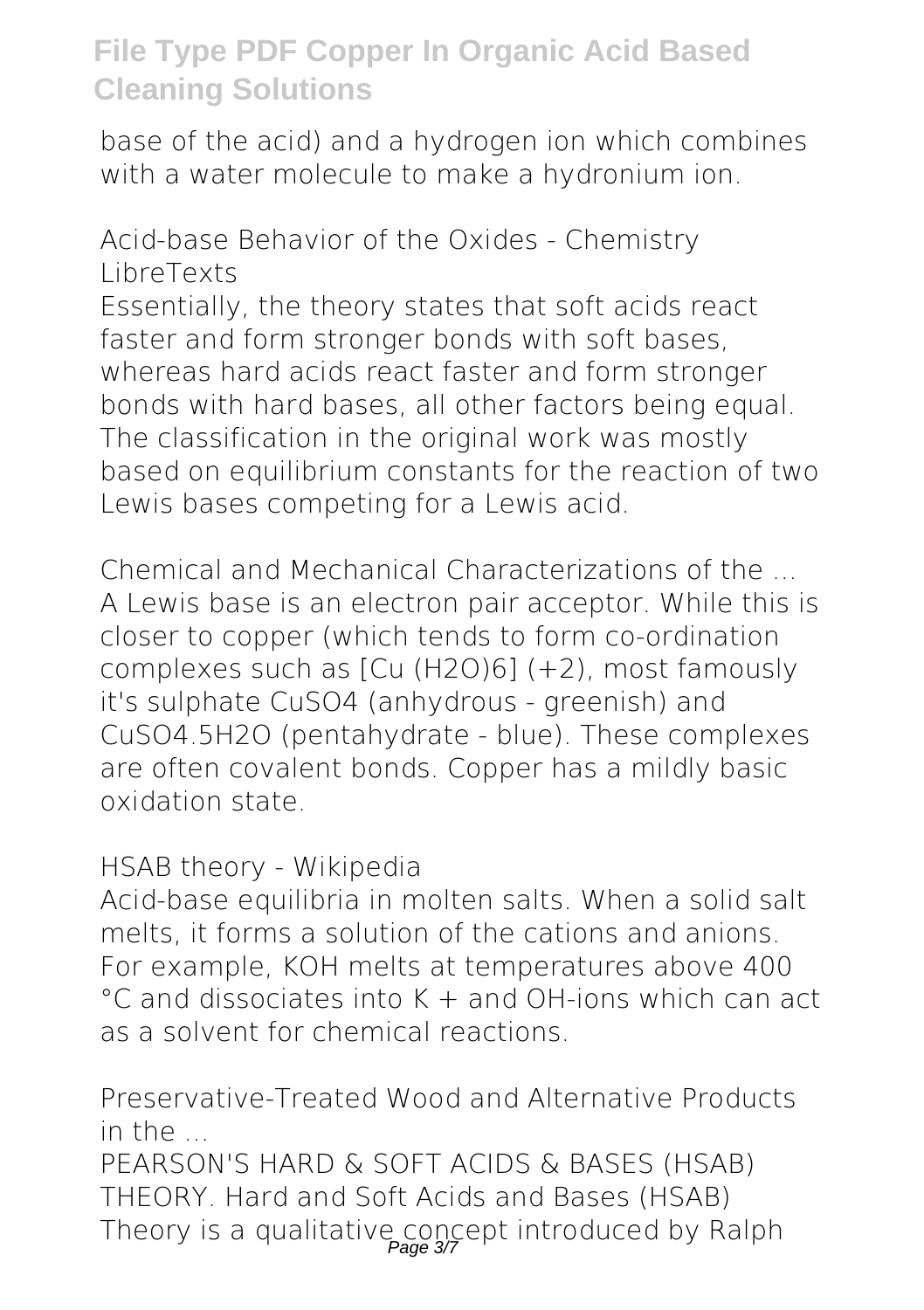base of the acid) and a hydrogen ion which combines with a water molecule to make a hydronium ion.

**Acid-base Behavior of the Oxides - Chemistry LibreTexts**

Essentially, the theory states that soft acids react faster and form stronger bonds with soft bases, whereas hard acids react faster and form stronger bonds with hard bases, all other factors being equal. The classification in the original work was mostly based on equilibrium constants for the reaction of two Lewis bases competing for a Lewis acid.

**Chemical and Mechanical Characterizations of the ...**

A Lewis base is an electron pair acceptor. While this is closer to copper (which tends to form co-ordination complexes such as $[Cu(H_2O)_6]^{(+2)}$, most famously it's sulphate $CuSO_4$ (anhydrous - greenish) and $CuSO_4.5H_2O$ (pentahydrate - blue). These complexes are often covalent bonds. Copper has a mildly basic oxidation state.

**HSAB theory - Wikipedia**

Acid-base equilibria in molten salts. When a solid salt melts, it forms a solution of the cations and anions. For example, KOH melts at temperatures above 400 °C and dissociates into $K^+$ and $OH^-$ ions which can act as a solvent for chemical reactions.

**Preservative-Treated Wood and Alternative Products in the ...**

PEARSON'S HARD & SOFT ACIDS & BASES (HSAB) THEORY. Hard and Soft Acids and Bases (HSAB) Theory is a qualitative concept introduced by Ralph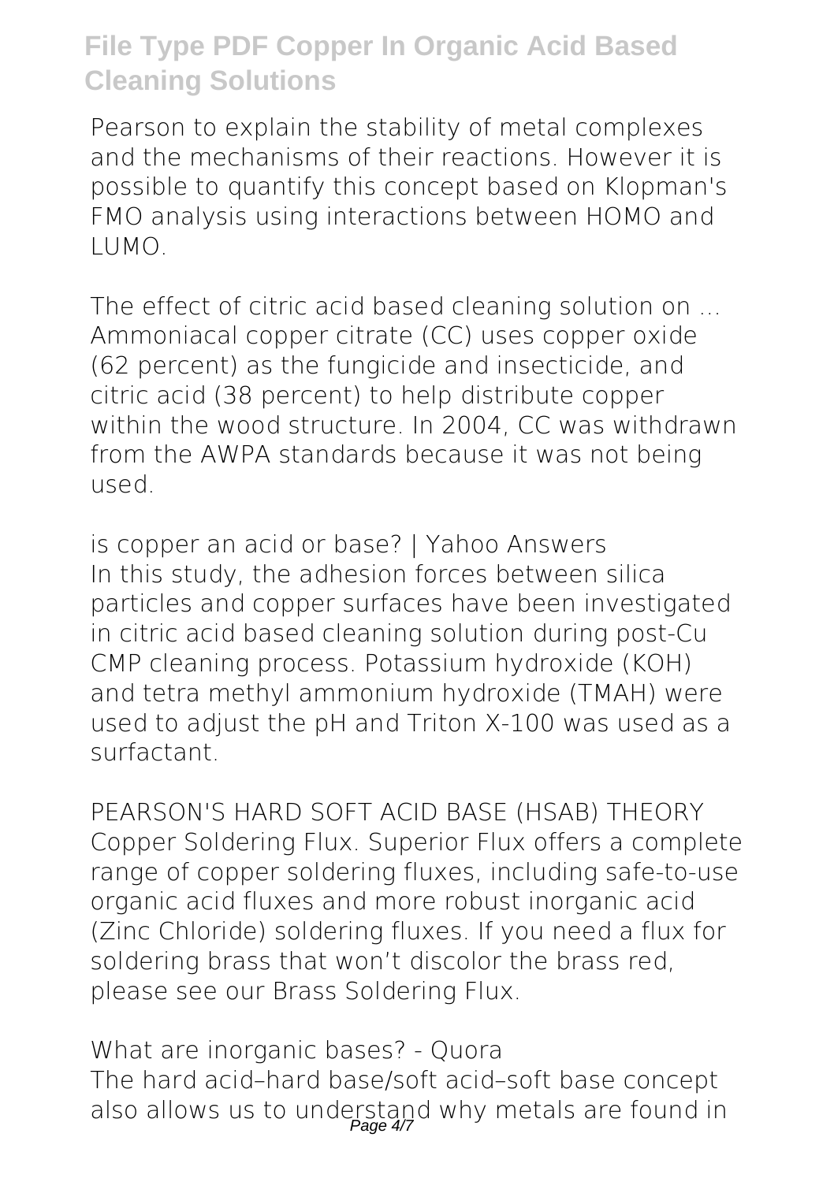Pearson to explain the stability of metal complexes and the mechanisms of their reactions. However it is possible to quantify this concept based on Klopman's FMO analysis using interactions between HOMO and LUMO.

**The effect of citric acid based cleaning solution on ...**

Ammoniacal copper citrate (CC) uses copper oxide (62 percent) as the fungicide and insecticide, and citric acid (38 percent) to help distribute copper within the wood structure. In 2004, CC was withdrawn from the AWPA standards because it was not being used.

**is copper an acid or base? | Yahoo Answers**

In this study, the adhesion forces between silica particles and copper surfaces have been investigated in citric acid based cleaning solution during post-Cu CMP cleaning process. Potassium hydroxide (KOH) and tetra methyl ammonium hydroxide (TMAH) were used to adjust the pH and Triton X-100 was used as a surfactant.

**PEARSON'S HARD SOFT ACID BASE (HSAB) THEORY**

Copper Soldering Flux. Superior Flux offers a complete range of copper soldering fluxes, including safe-to-use organic acid fluxes and more robust inorganic acid (Zinc Chloride) soldering fluxes. If you need a flux for soldering brass that won't discolor the brass red, please see our Brass Soldering Flux.

**What are inorganic bases? - Quora**

The hard acid–hard base/soft acid–soft base concept also allows us to understand why metals are found in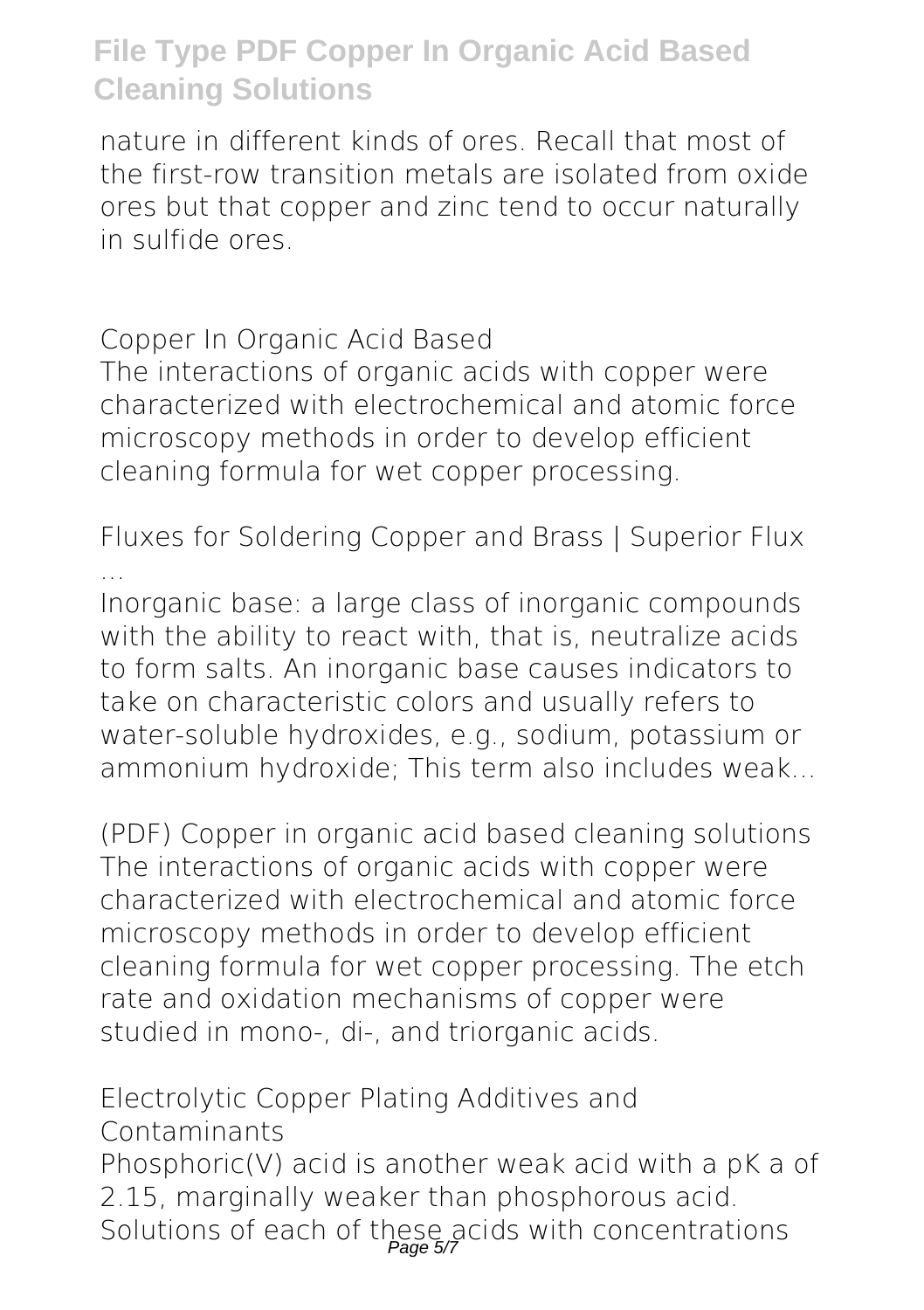nature in different kinds of ores. Recall that most of the first-row transition metals are isolated from oxide ores but that copper and zinc tend to occur naturally in sulfide ores.

## Copper In Organic Acid Based

The interactions of organic acids with copper were characterized with electrochemical and atomic force microscopy methods in order to develop efficient cleaning formula for wet copper processing.

## Fluxes for Soldering Copper and Brass | Superior Flux ...

Inorganic base: a large class of inorganic compounds with the ability to react with, that is, neutralize acids to form salts. An inorganic base causes indicators to take on characteristic colors and usually refers to water-soluble hydroxides, e.g., sodium, potassium or ammonium hydroxide; This term also includes weak...

## (PDF) Copper in organic acid based cleaning solutions

The interactions of organic acids with copper were characterized with electrochemical and atomic force microscopy methods in order to develop efficient cleaning formula for wet copper processing. The etch rate and oxidation mechanisms of copper were studied in mono-, di-, and triorganic acids.

## Electrolytic Copper Plating Additives and Contaminants

Phosphoric(V) acid is another weak acid with a pK a of 2.15, marginally weaker than phosphorous acid. Solutions of each of these acids with concentrations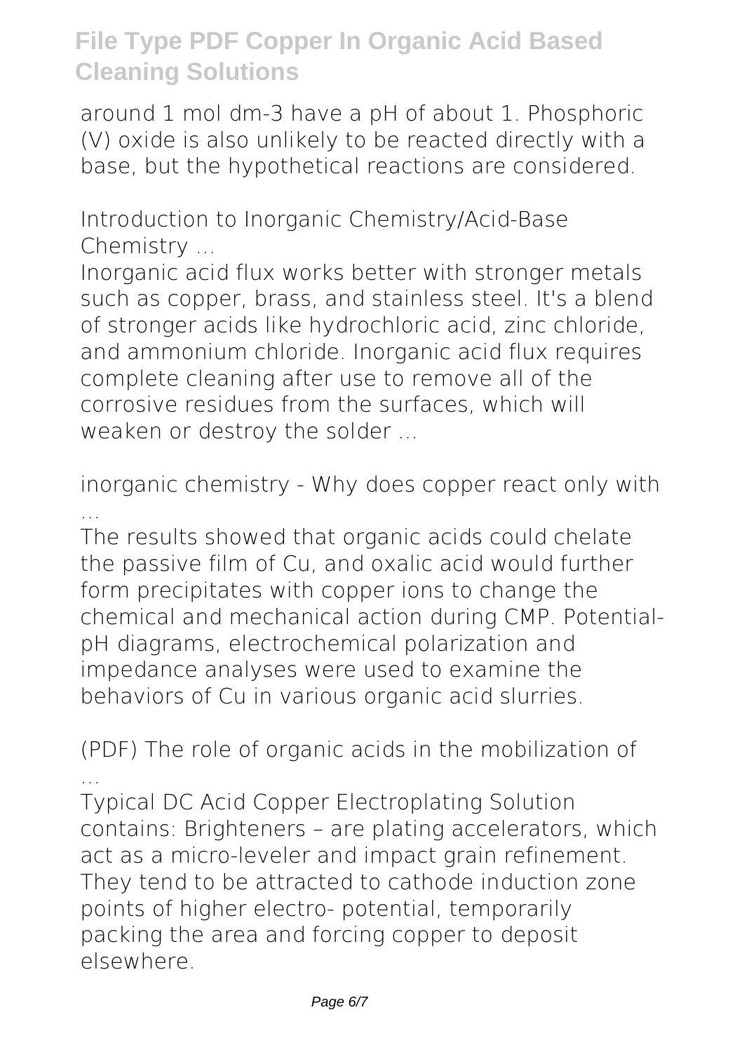around 1 mol dm-3 have a pH of about 1. Phosphoric (V) oxide is also unlikely to be reacted directly with a base, but the hypothetical reactions are considered.

**Introduction to Inorganic Chemistry/Acid-Base Chemistry ...**

Inorganic acid flux works better with stronger metals such as copper, brass, and stainless steel. It's a blend of stronger acids like hydrochloric acid, zinc chloride, and ammonium chloride. Inorganic acid flux requires complete cleaning after use to remove all of the corrosive residues from the surfaces, which will weaken or destroy the solder ...

**inorganic chemistry - Why does copper react only with ...**

The results showed that organic acids could chelate the passive film of Cu, and oxalic acid would further form precipitates with copper ions to change the chemical and mechanical action during CMP. Potential-pH diagrams, electrochemical polarization and impedance analyses were used to examine the behaviors of Cu in various organic acid slurries.

**(PDF) The role of organic acids in the mobilization of ...**

Typical DC Acid Copper Electroplating Solution contains: Brighteners – are plating accelerators, which act as a micro-leveler and impact grain refinement. They tend to be attracted to cathode induction zone points of higher electro- potential, temporarily packing the area and forcing copper to deposit elsewhere.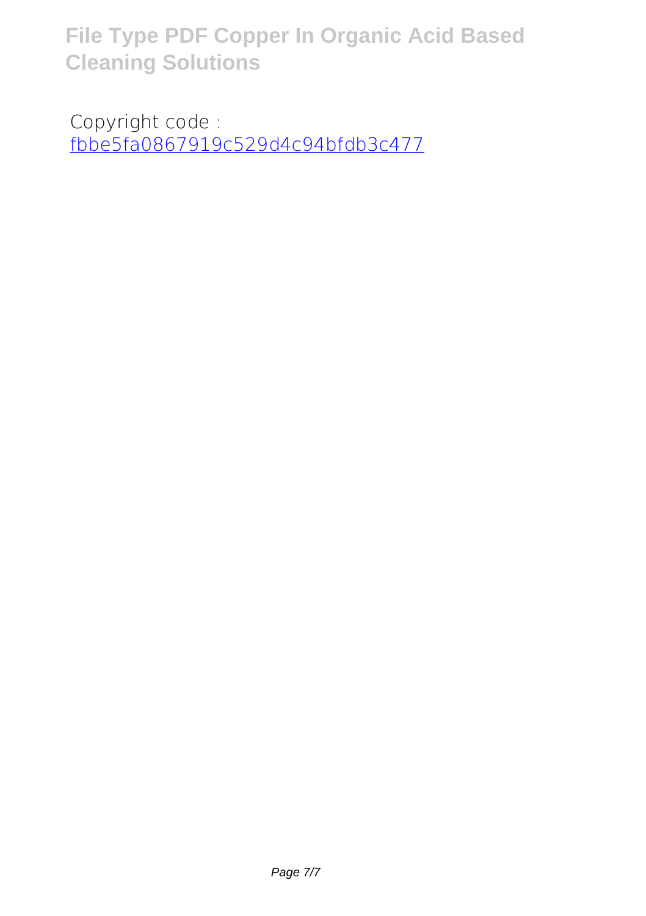Copyright code : fbbe5fa0867919c529d4c94bfdb3c477